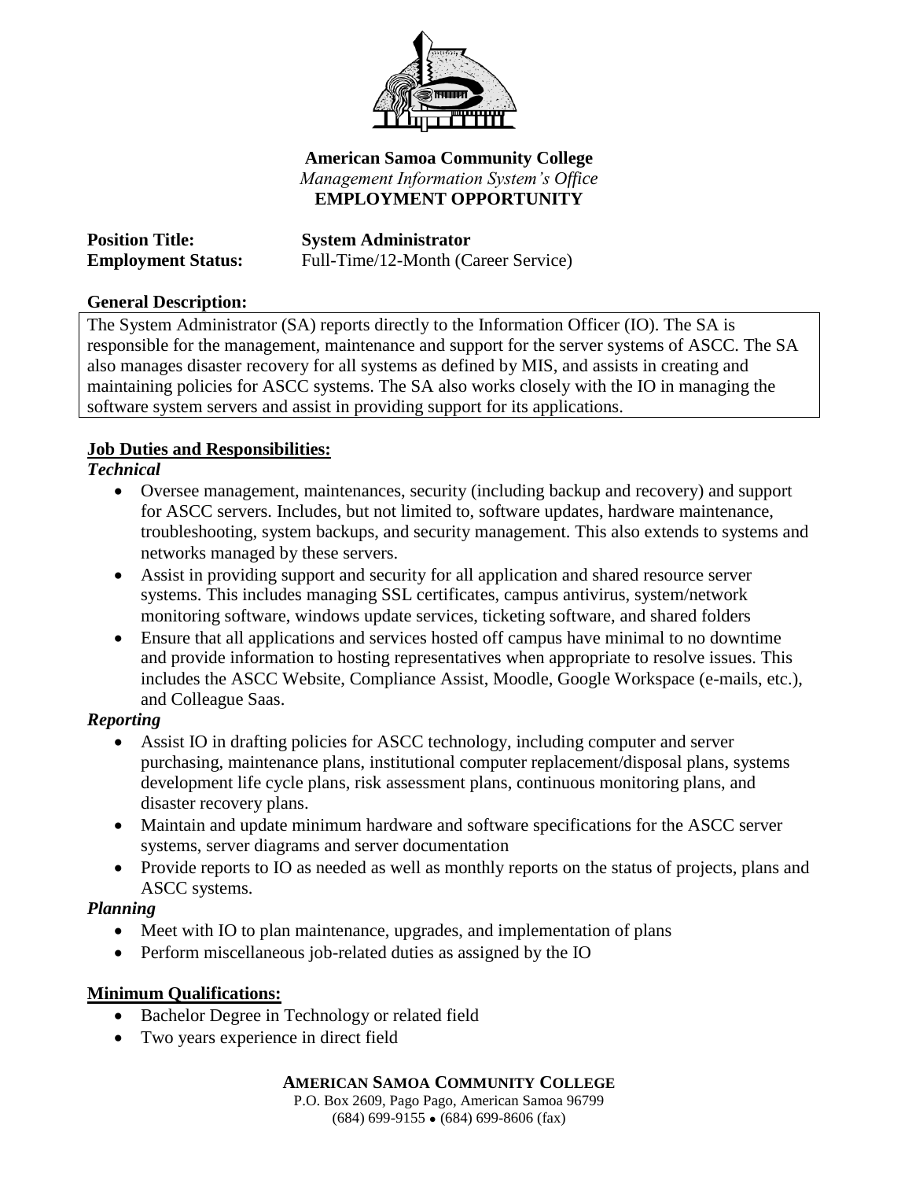**American Samoa Community College**
*Management Information System's Office*
**EMPLOYMENT OPPORTUNITY**

**Position Title:** **System Administrator**
**Employment Status:** Full-Time/12-Month (Career Service)

**General Description:**

The System Administrator (SA) reports directly to the Information Officer (IO). The SA is responsible for the management, maintenance and support for the server systems of ASCC. The SA also manages disaster recovery for all systems as defined by MIS, and assists in creating and maintaining policies for ASCC systems. The SA also works closely with the IO in managing the software system servers and assist in providing support for its applications.

**Job Duties and Responsibilities:**

***Technical***

- Oversee management, maintenances, security (including backup and recovery) and support for ASCC servers. Includes, but not limited to, software updates, hardware maintenance, troubleshooting, system backups, and security management. This also extends to systems and networks managed by these servers.
- Assist in providing support and security for all application and shared resource server systems. This includes managing SSL certificates, campus antivirus, system/network monitoring software, windows update services, ticketing software, and shared folders
- Ensure that all applications and services hosted off campus have minimal to no downtime and provide information to hosting representatives when appropriate to resolve issues. This includes the ASCC Website, Compliance Assist, Moodle, Google Workspace (e-mails, etc.), and Colleague Saas.

***Reporting***

- Assist IO in drafting policies for ASCC technology, including computer and server purchasing, maintenance plans, institutional computer replacement/disposal plans, systems development life cycle plans, risk assessment plans, continuous monitoring plans, and disaster recovery plans.
- Maintain and update minimum hardware and software specifications for the ASCC server systems, server diagrams and server documentation
- Provide reports to IO as needed as well as monthly reports on the status of projects, plans and ASCC systems.

***Planning***

- Meet with IO to plan maintenance, upgrades, and implementation of plans
- Perform miscellaneous job-related duties as assigned by the IO

**Minimum Qualifications:**

- Bachelor Degree in Technology or related field
- Two years experience in direct field

**AMERICAN SAMOA COMMUNITY COLLEGE**
P.O. Box 2609, Pago Pago, American Samoa 96799
(684) 699-9155 • (684) 699-8606 (fax)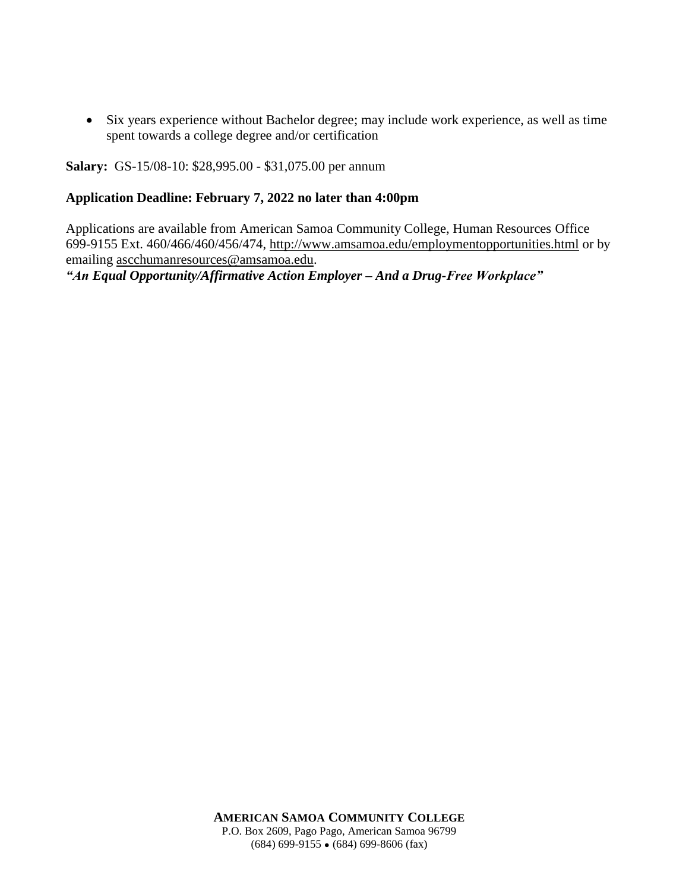- Six years experience without Bachelor degree; may include work experience, as well as time spent towards a college degree and/or certification

**Salary:** GS-15/08-10: $28,995.00 - $31,075.00 per annum

**Application Deadline: February 7, 2022 no later than 4:00pm**

Applications are available from American Samoa Community College, Human Resources Office 699-9155 Ext. 460/466/460/456/474, http://www.amsamoa.edu/employmentopportunities.html or by emailing ascchumanresources@amsamoa.edu.
***"An Equal Opportunity/Affirmative Action Employer – And a Drug-Free Workplace"***

**AMERICAN SAMOA COMMUNITY COLLEGE**
P.O. Box 2609, Pago Pago, American Samoa 96799
(684) 699-9155 • (684) 699-8606 (fax)